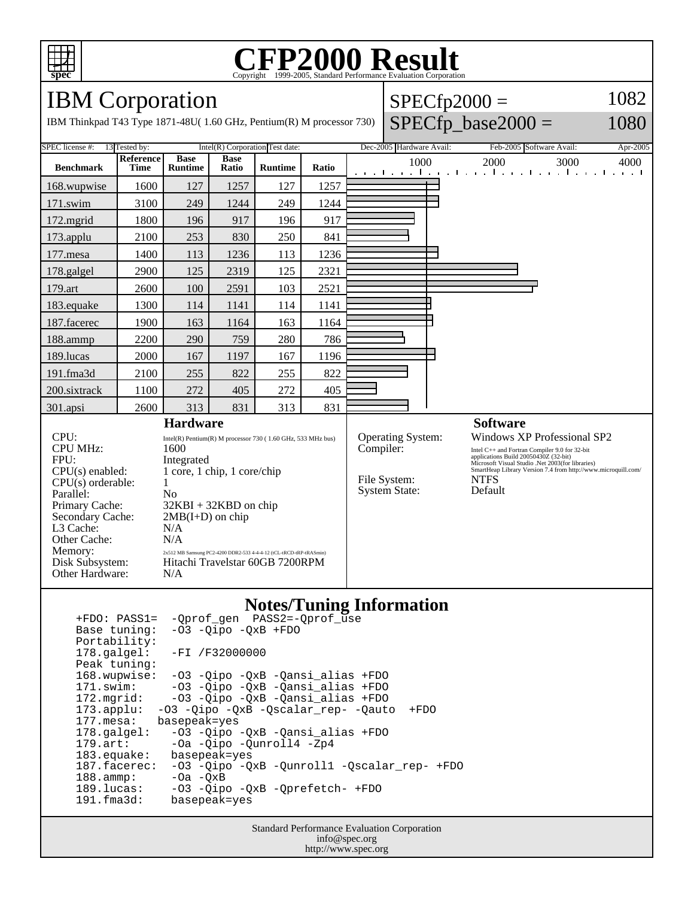# CFP2000 Result

Copyright 1999-2005, Standard Performance Evaluation Corporation

## IBM Corporation

IBM Thinkpad T43 Type 1871-48U( 1.60 GHz, Pentium(R) M processor 730)

SPECfp2000 = 1082

SPECfp_base2000 = 1080

SPEC license #: 13 Tested by: Intel(R) Corporation Test date: Dec-2005 Hardware Avail: Feb-2005 Software Avail: Apr-2005

| Benchmark | Reference Time | Base Runtime | Base Ratio | Runtime | Ratio |
|---|---|---|---|---|---|
| 168.wupwise | 1600 | 127 | 1257 | 127 | 1257 |
| 171.swim | 3100 | 249 | 1244 | 249 | 1244 |
| 172.mgrid | 1800 | 196 | 917 | 196 | 917 |
| 173.applu | 2100 | 253 | 830 | 250 | 841 |
| 177.mesa | 1400 | 113 | 1236 | 113 | 1236 |
| 178.galgel | 2900 | 125 | 2319 | 125 | 2321 |
| 179.art | 2600 | 100 | 2591 | 103 | 2521 |
| 183.equake | 1300 | 114 | 1141 | 114 | 1141 |
| 187.facerec | 1900 | 163 | 1164 | 163 | 1164 |
| 188.ammp | 2200 | 290 | 759 | 280 | 786 |
| 189.lucas | 2000 | 167 | 1197 | 167 | 1196 |
| 191.fma3d | 2100 | 255 | 822 | 255 | 822 |
| 200.sixtrack | 1100 | 272 | 405 | 272 | 405 |
| 301.apsi | 2600 | 313 | 831 | 313 | 831 |

### Hardware

| | |
|---|---|
| CPU: | Intel(R) Pentium(R) M processor 730 ( 1.60 GHz, 533 MHz bus) |
| CPU MHz: | 1600 |
| FPU: | Integrated |
| CPU(s) enabled: | 1 core, 1 chip, 1 core/chip |
| CPU(s) orderable: | 1 |
| Parallel: | No |
| Primary Cache: | 32KBI + 32KBD on chip |
| Secondary Cache: | 2MB(I+D) on chip |
| L3 Cache: | N/A |
| Other Cache: | N/A |
| Memory: | 2x512 MB Samsung PC2-4200 DDR2-533 4-4-4-12 (tCL-tRCD-tRP-tRASmin) |
| Disk Subsystem: | Hitachi Travelstar 60GB 7200RPM |
| Other Hardware: | N/A |

### Software

| | |
|---|---|
| Operating System: | Windows XP Professional SP2 |
| Compiler: | Intel C++ and Fortran Compiler 9.0 for 32-bit applications Build 20050430Z (32-bit) Microsoft Visual Studio .Net 2003(for libraries) SmartHeap Library Version 7.4 from http://www.microquill.com/ |
| File System: | NTFS |
| System State: | Default |

### Notes/Tuning Information

```
+FDO: PASS1=  -Qprof_gen  PASS2=-Qprof_use
Base tuning:  -O3 -Qipo -QxB +FDO
Portability:
178.galgel:   -FI /F32000000
Peak tuning:
168.wupwise:  -O3 -Qipo -QxB -Qansi_alias +FDO
171.swim:     -O3 -Qipo -QxB -Qansi_alias +FDO
172.mgrid:    -O3 -Qipo -QxB -Qansi_alias +FDO
173.applu:  -O3 -Qipo -QxB -Qscalar_rep- -Qauto  +FDO
177.mesa:   basepeak=yes
178.galgel:   -O3 -Qipo -QxB -Qansi_alias +FDO
179.art:      -Oa -Qipo -Qunroll4 -Zp4
183.equake:   basepeak=yes
187.facerec:  -O3 -Qipo -QxB -Qunroll1 -Qscalar_rep- +FDO
188.ammp:     -Oa -QxB
189.lucas:    -O3 -Qipo -QxB -Qprefetch- +FDO
191.fma3d:    basepeak=yes
```

Standard Performance Evaluation Corporation
info@spec.org
http://www.spec.org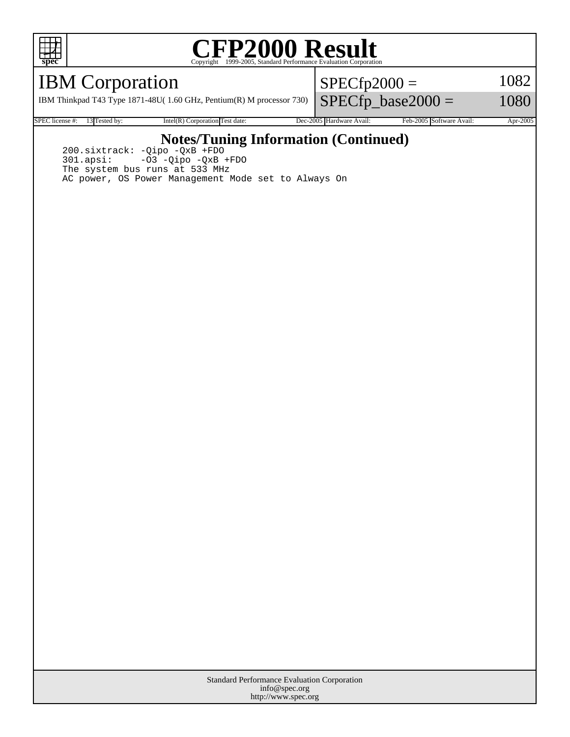# CFP2000 Result

Copyright 1999-2005, Standard Performance Evaluation Corporation

## IBM Corporation

IBM Thinkpad T43 Type 1871-48U( 1.60 GHz, Pentium(R) M processor 730)

SPECfp2000 = 1082

SPECfp_base2000 = 1080

| SPEC license #: | 13 | Tested by: | Intel(R) Corporation | Test date: | Dec-2005 | Hardware Avail: | Feb-2005 | Software Avail: | Apr-2005 |
|---|---|---|---|---|---|---|---|---|---|

### Notes/Tuning Information (Continued)

```
200.sixtrack: -Qipo -QxB +FDO
301.apsi:     -O3 -Qipo -QxB +FDO
The system bus runs at 533 MHz
AC power, OS Power Management Mode set to Always On
```

Standard Performance Evaluation Corporation
info@spec.org
http://www.spec.org